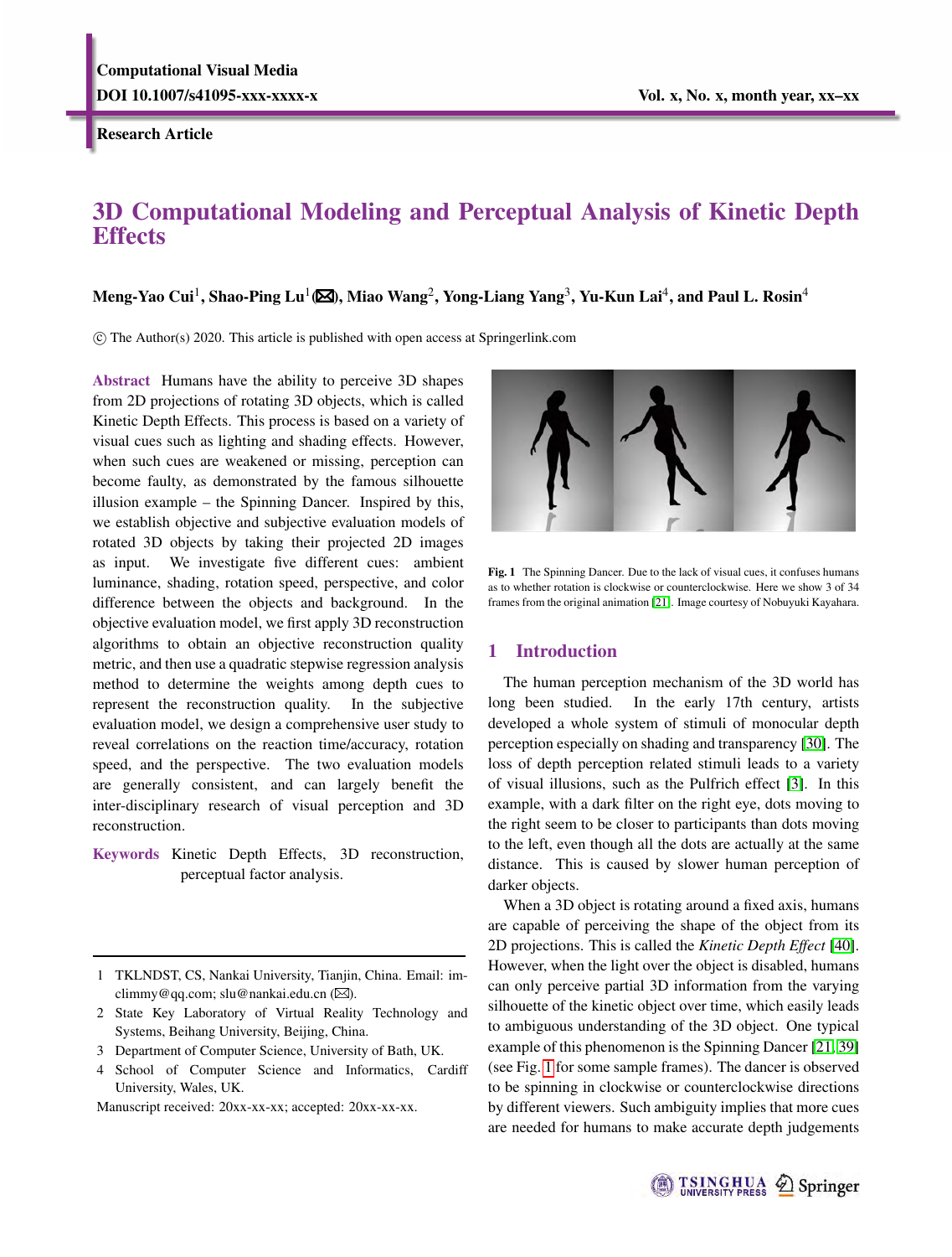# 3D Computational Modeling and Perceptual Analysis of Kinetic Depth Effects

**Meng-Yao Cui[1], Shao-Ping Lu[1] (✉), Miao Wang[2], Yong-Liang Yang[3], Yu-Kun Lai[4], and Paul L. Rosin[4]**

© The Author(s) 2020. This article is published with open access at Springerlink.com

**Abstract** Humans have the ability to perceive 3D shapes from 2D projections of rotating 3D objects, which is called Kinetic Depth Effects. This process is based on a variety of visual cues such as lighting and shading effects. However, when such cues are weakened or missing, perception can become faulty, as demonstrated by the famous silhouette illusion example – the Spinning Dancer. Inspired by this, we establish objective and subjective evaluation models of rotated 3D objects by taking their projected 2D images as input. We investigate five different cues: ambient luminance, shading, rotation speed, perspective, and color difference between the objects and background. In the objective evaluation model, we first apply 3D reconstruction algorithms to obtain an objective reconstruction quality metric, and then use a quadratic stepwise regression analysis method to determine the weights among depth cues to represent the reconstruction quality. In the subjective evaluation model, we design a comprehensive user study to reveal correlations on the reaction time/accuracy, rotation speed, and the perspective. The two evaluation models are generally consistent, and can largely benefit the inter-disciplinary research of visual perception and 3D reconstruction.

**Keywords** Kinetic Depth Effects, 3D reconstruction, perceptual factor analysis.

---

1 TKLNDST, CS, Nankai University, Tianjin, China. Email: imclimmy@qq.com; slu@nankai.edu.cn (✉).

2 State Key Laboratory of Virtual Reality Technology and Systems, Beihang University, Beijing, China.

3 Department of Computer Science, University of Bath, UK.

4 School of Computer Science and Informatics, Cardiff University, Wales, UK.

Manuscript received: 20xx-xx-xx; accepted: 20xx-xx-xx.

**Fig. 1** The Spinning Dancer. Due to the lack of visual cues, it confuses humans as to whether rotation is clockwise or counterclockwise. Here we show 3 of 34 frames from the original animation [21]. Image courtesy of Nobuyuki Kayahara.

## 1 Introduction

The human perception mechanism of the 3D world has long been studied. In the early 17th century, artists developed a whole system of stimuli of monocular depth perception especially on shading and transparency [30]. The loss of depth perception related stimuli leads to a variety of visual illusions, such as the Pulfrich effect [3]. In this example, with a dark filter on the right eye, dots moving to the right seem to be closer to participants than dots moving to the left, even though all the dots are actually at the same distance. This is caused by slower human perception of darker objects.

When a 3D object is rotating around a fixed axis, humans are capable of perceiving the shape of the object from its 2D projections. This is called the *Kinetic Depth Effect* [40]. However, when the light over the object is disabled, humans can only perceive partial 3D information from the varying silhouette of the kinetic object over time, which easily leads to ambiguous understanding of the 3D object. One typical example of this phenomenon is the Spinning Dancer [21, 39] (see Fig. 1 for some sample frames). The dancer is observed to be spinning in clockwise or counterclockwise directions by different viewers. Such ambiguity implies that more cues are needed for humans to make accurate depth judgements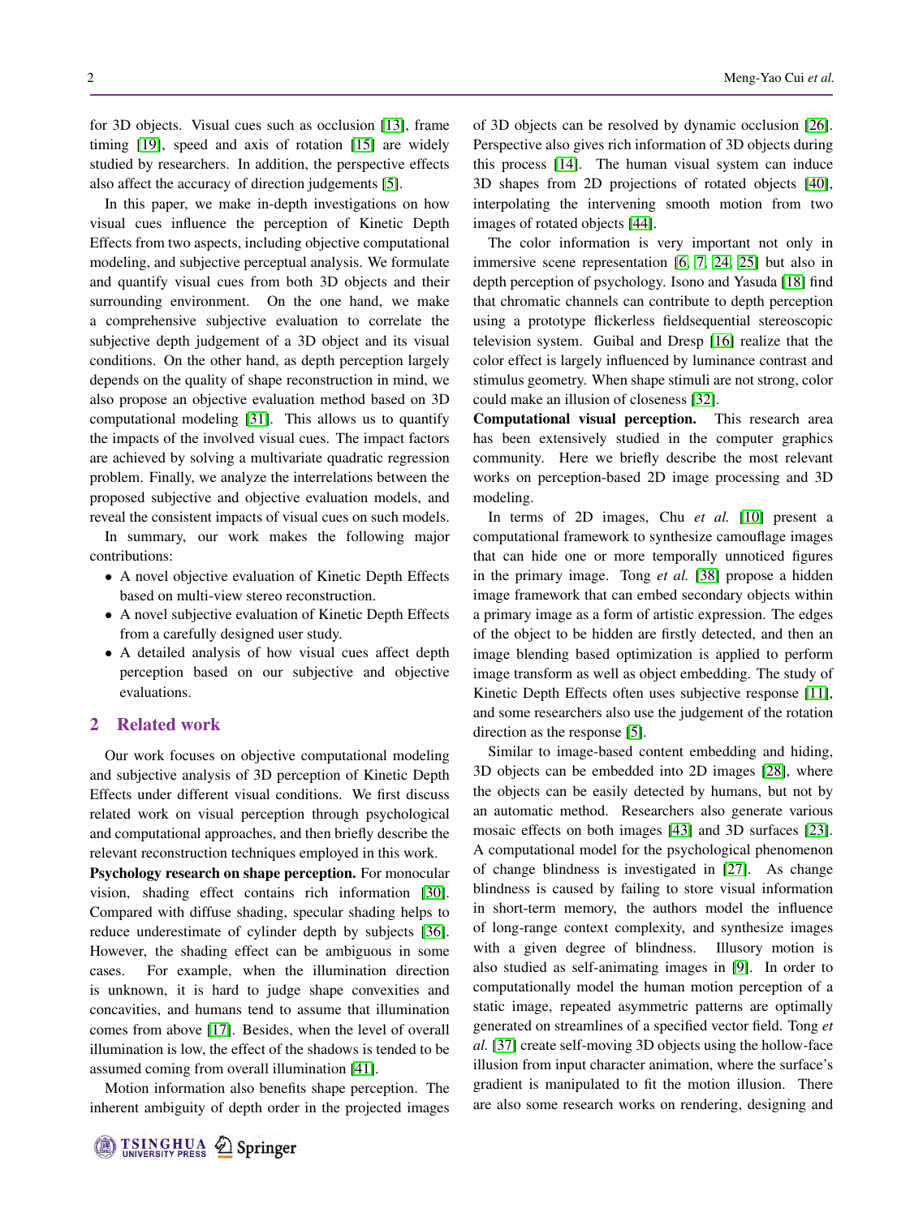for 3D objects. Visual cues such as occlusion [13], frame timing [19], speed and axis of rotation [15] are widely studied by researchers. In addition, the perspective effects also affect the accuracy of direction judgements [5].

In this paper, we make in-depth investigations on how visual cues influence the perception of Kinetic Depth Effects from two aspects, including objective computational modeling, and subjective perceptual analysis. We formulate and quantify visual cues from both 3D objects and their surrounding environment. On the one hand, we make a comprehensive subjective evaluation to correlate the subjective depth judgement of a 3D object and its visual conditions. On the other hand, as depth perception largely depends on the quality of shape reconstruction in mind, we also propose an objective evaluation method based on 3D computational modeling [31]. This allows us to quantify the impacts of the involved visual cues. The impact factors are achieved by solving a multivariate quadratic regression problem. Finally, we analyze the interrelations between the proposed subjective and objective evaluation models, and reveal the consistent impacts of visual cues on such models.

In summary, our work makes the following major contributions:

- A novel objective evaluation of Kinetic Depth Effects based on multi-view stereo reconstruction.
- A novel subjective evaluation of Kinetic Depth Effects from a carefully designed user study.
- A detailed analysis of how visual cues affect depth perception based on our subjective and objective evaluations.

## 2 Related work

Our work focuses on objective computational modeling and subjective analysis of 3D perception of Kinetic Depth Effects under different visual conditions. We first discuss related work on visual perception through psychological and computational approaches, and then briefly describe the relevant reconstruction techniques employed in this work.

**Psychology research on shape perception.** For monocular vision, shading effect contains rich information [30]. Compared with diffuse shading, specular shading helps to reduce underestimate of cylinder depth by subjects [36]. However, the shading effect can be ambiguous in some cases. For example, when the illumination direction is unknown, it is hard to judge shape convexities and concavities, and humans tend to assume that illumination comes from above [17]. Besides, when the level of overall illumination is low, the effect of the shadows is tended to be assumed coming from overall illumination [41].

Motion information also benefits shape perception. The inherent ambiguity of depth order in the projected images of 3D objects can be resolved by dynamic occlusion [26]. Perspective also gives rich information of 3D objects during this process [14]. The human visual system can induce 3D shapes from 2D projections of rotated objects [40], interpolating the intervening smooth motion from two images of rotated objects [44].

The color information is very important not only in immersive scene representation [6, 7, 24, 25] but also in depth perception of psychology. Isono and Yasuda [18] find that chromatic channels can contribute to depth perception using a prototype flickerless fieldsequential stereoscopic television system. Guibal and Dresp [16] realize that the color effect is largely influenced by luminance contrast and stimulus geometry. When shape stimuli are not strong, color could make an illusion of closeness [32].

**Computational visual perception.** This research area has been extensively studied in the computer graphics community. Here we briefly describe the most relevant works on perception-based 2D image processing and 3D modeling.

In terms of 2D images, Chu *et al.* [10] present a computational framework to synthesize camouflage images that can hide one or more temporally unnoticed figures in the primary image. Tong *et al.* [38] propose a hidden image framework that can embed secondary objects within a primary image as a form of artistic expression. The edges of the object to be hidden are firstly detected, and then an image blending based optimization is applied to perform image transform as well as object embedding. The study of Kinetic Depth Effects often uses subjective response [11], and some researchers also use the judgement of the rotation direction as the response [5].

Similar to image-based content embedding and hiding, 3D objects can be embedded into 2D images [28], where the objects can be easily detected by humans, but not by an automatic method. Researchers also generate various mosaic effects on both images [43] and 3D surfaces [23]. A computational model for the psychological phenomenon of change blindness is investigated in [27]. As change blindness is caused by failing to store visual information in short-term memory, the authors model the influence of long-range context complexity, and synthesize images with a given degree of blindness. Illusory motion is also studied as self-animating images in [9]. In order to computationally model the human motion perception of a static image, repeated asymmetric patterns are optimally generated on streamlines of a specified vector field. Tong *et al.* [37] create self-moving 3D objects using the hollow-face illusion from input character animation, where the surface's gradient is manipulated to fit the motion illusion. There are also some research works on rendering, designing and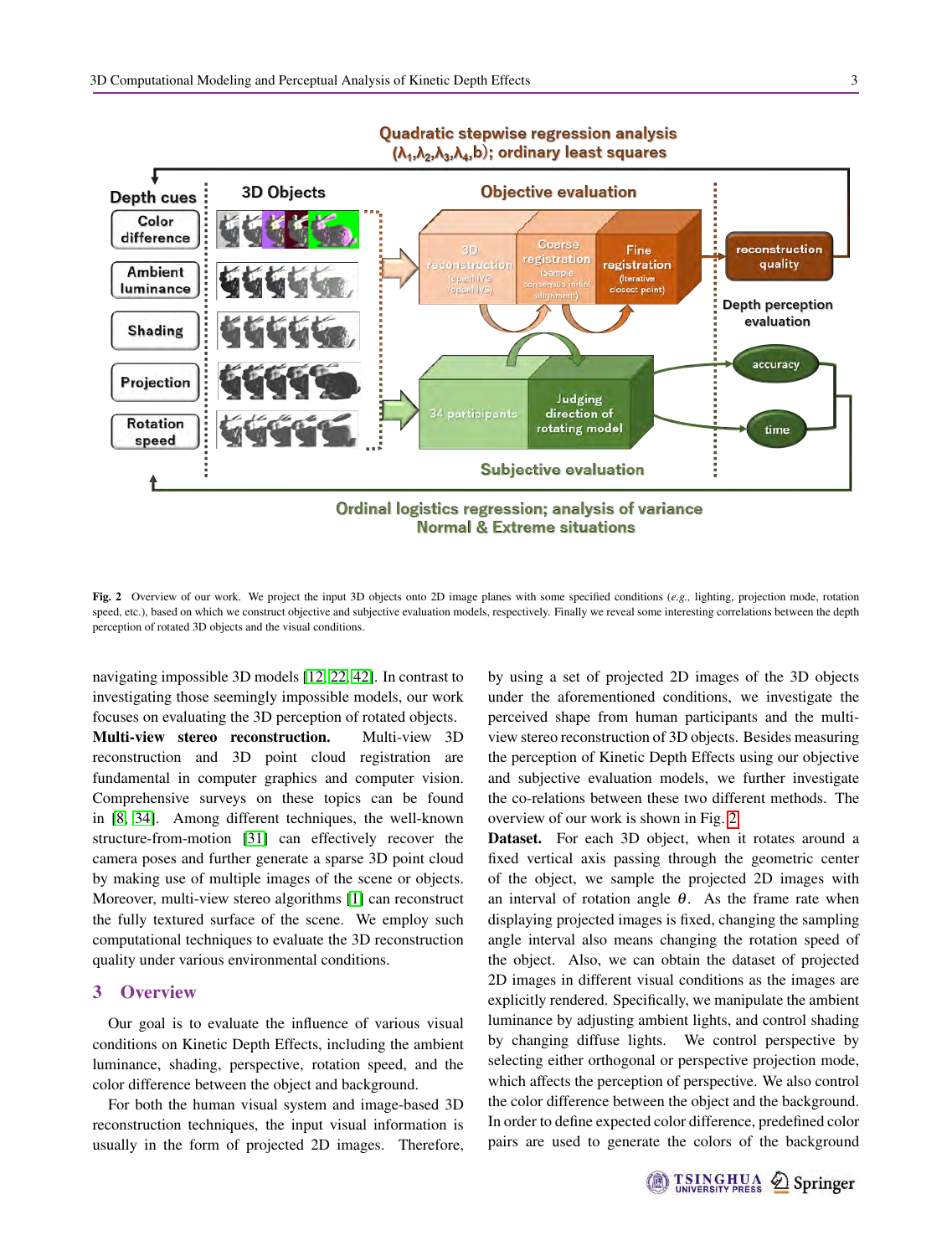Fig. 2 Overview of our work. We project the input 3D objects onto 2D image planes with some specified conditions (*e.g.*, lighting, projection mode, rotation speed, etc.), based on which we construct objective and subjective evaluation models, respectively. Finally we reveal some interesting correlations between the depth perception of rotated 3D objects and the visual conditions.

navigating impossible 3D models [12, 22, 42]. In contrast to investigating those seemingly impossible models, our work focuses on evaluating the 3D perception of rotated objects.

**Multi-view stereo reconstruction.** Multi-view 3D reconstruction and 3D point cloud registration are fundamental in computer graphics and computer vision. Comprehensive surveys on these topics can be found in [8, 34]. Among different techniques, the well-known structure-from-motion [31] can effectively recover the camera poses and further generate a sparse 3D point cloud by making use of multiple images of the scene or objects. Moreover, multi-view stereo algorithms [1] can reconstruct the fully textured surface of the scene. We employ such computational techniques to evaluate the 3D reconstruction quality under various environmental conditions.

## 3 Overview

Our goal is to evaluate the influence of various visual conditions on Kinetic Depth Effects, including the ambient luminance, shading, perspective, rotation speed, and the color difference between the object and background.

For both the human visual system and image-based 3D reconstruction techniques, the input visual information is usually in the form of projected 2D images. Therefore, by using a set of projected 2D images of the 3D objects under the aforementioned conditions, we investigate the perceived shape from human participants and the multi-view stereo reconstruction of 3D objects. Besides measuring the perception of Kinetic Depth Effects using our objective and subjective evaluation models, we further investigate the co-relations between these two different methods. The overview of our work is shown in Fig. 2.

**Dataset.** For each 3D object, when it rotates around a fixed vertical axis passing through the geometric center of the object, we sample the projected 2D images with an interval of rotation angle $\theta$. As the frame rate when displaying projected images is fixed, changing the sampling angle interval also means changing the rotation speed of the object. Also, we can obtain the dataset of projected 2D images in different visual conditions as the images are explicitly rendered. Specifically, we manipulate the ambient luminance by adjusting ambient lights, and control shading by changing diffuse lights. We control perspective by selecting either orthogonal or perspective projection mode, which affects the perception of perspective. We also control the color difference between the object and the background. In order to define expected color difference, predefined color pairs are used to generate the colors of the background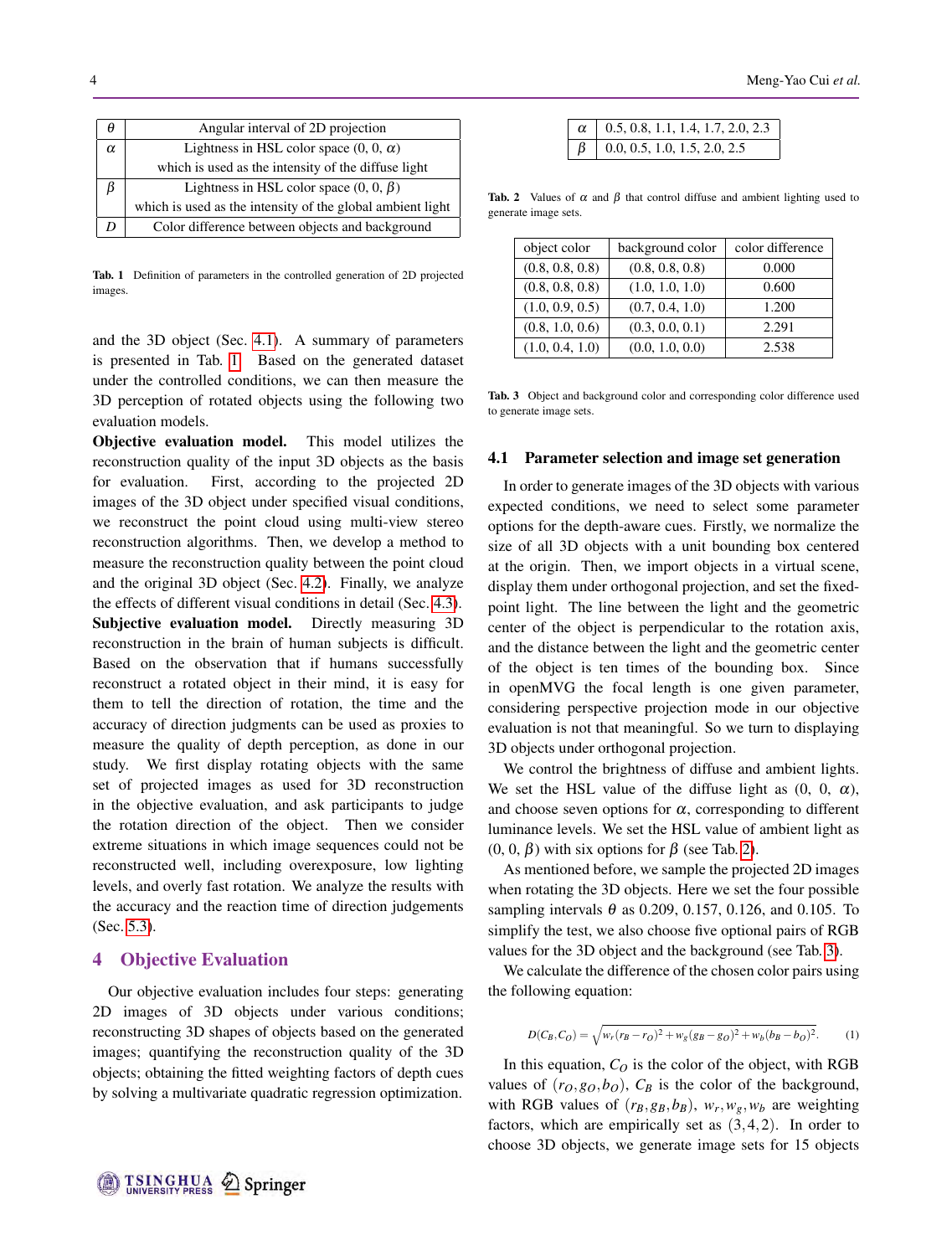| $\theta$ | Angular interval of 2D projection |
|---|---|
| $\alpha$ | Lightness in HSL color space (0, 0, $\alpha$) which is used as the intensity of the diffuse light |
| $\beta$ | Lightness in HSL color space (0, 0, $\beta$) which is used as the intensity of the global ambient light |
| $D$ | Color difference between objects and background |

**Tab. 1** Definition of parameters in the controlled generation of 2D projected images.

and the 3D object (Sec. 4.1). A summary of parameters is presented in Tab. 1. Based on the generated dataset under the controlled conditions, we can then measure the 3D perception of rotated objects using the following two evaluation models.

**Objective evaluation model.** This model utilizes the reconstruction quality of the input 3D objects as the basis for evaluation. First, according to the projected 2D images of the 3D object under specified visual conditions, we reconstruct the point cloud using multi-view stereo reconstruction algorithms. Then, we develop a method to measure the reconstruction quality between the point cloud and the original 3D object (Sec. 4.2). Finally, we analyze the effects of different visual conditions in detail (Sec. 4.3).

**Subjective evaluation model.** Directly measuring 3D reconstruction in the brain of human subjects is difficult. Based on the observation that if humans successfully reconstruct a rotated object in their mind, it is easy for them to tell the direction of rotation, the time and the accuracy of direction judgments can be used as proxies to measure the quality of depth perception, as done in our study. We first display rotating objects with the same set of projected images as used for 3D reconstruction in the objective evaluation, and ask participants to judge the rotation direction of the object. Then we consider extreme situations in which image sequences could not be reconstructed well, including overexposure, low lighting levels, and overly fast rotation. We analyze the results with the accuracy and the reaction time of direction judgements (Sec. 5.3).

## 4 Objective Evaluation

Our objective evaluation includes four steps: generating 2D images of 3D objects under various conditions; reconstructing 3D shapes of objects based on the generated images; quantifying the reconstruction quality of the 3D objects; obtaining the fitted weighting factors of depth cues by solving a multivariate quadratic regression optimization.

| $\alpha$ | 0.5, 0.8, 1.1, 1.4, 1.7, 2.0, 2.3 |
|---|---|
| $\beta$ | 0.0, 0.5, 1.0, 1.5, 2.0, 2.5 |

**Tab. 2** Values of $\alpha$ and $\beta$ that control diffuse and ambient lighting used to generate image sets.

| object color | background color | color difference |
|---|---|---|
| (0.8, 0.8, 0.8) | (0.8, 0.8, 0.8) | 0.000 |
| (0.8, 0.8, 0.8) | (1.0, 1.0, 1.0) | 0.600 |
| (1.0, 0.9, 0.5) | (0.7, 0.4, 1.0) | 1.200 |
| (0.8, 1.0, 0.6) | (0.3, 0.0, 0.1) | 2.291 |
| (1.0, 0.4, 1.0) | (0.0, 1.0, 0.0) | 2.538 |

**Tab. 3** Object and background color and corresponding color difference used to generate image sets.

### 4.1 Parameter selection and image set generation

In order to generate images of the 3D objects with various expected conditions, we need to select some parameter options for the depth-aware cues. Firstly, we normalize the size of all 3D objects with a unit bounding box centered at the origin. Then, we import objects in a virtual scene, display them under orthogonal projection, and set the fixed-point light. The line between the light and the geometric center of the object is perpendicular to the rotation axis, and the distance between the light and the geometric center of the object is ten times of the bounding box. Since in openMVG the focal length is one given parameter, considering perspective projection mode in our objective evaluation is not that meaningful. So we turn to displaying 3D objects under orthogonal projection.

We control the brightness of diffuse and ambient lights. We set the HSL value of the diffuse light as (0, 0, $\alpha$), and choose seven options for $\alpha$, corresponding to different luminance levels. We set the HSL value of ambient light as (0, 0, $\beta$) with six options for $\beta$ (see Tab. 2).

As mentioned before, we sample the projected 2D images when rotating the 3D objects. Here we set the four possible sampling intervals $\theta$ as 0.209, 0.157, 0.126, and 0.105. To simplify the test, we also choose five optional pairs of RGB values for the 3D object and the background (see Tab. 3).

We calculate the difference of the chosen color pairs using the following equation:

$$D(C_B, C_O) = \sqrt{w_r(r_B - r_O)^2 + w_g(g_B - g_O)^2 + w_b(b_B - b_O)^2}. \quad (1)$$

In this equation, $C_O$ is the color of the object, with RGB values of $(r_O, g_O, b_O)$, $C_B$ is the color of the background, with RGB values of $(r_B, g_B, b_B)$, $w_r, w_g, w_b$ are weighting factors, which are empirically set as $(3, 4, 2)$. In order to choose 3D objects, we generate image sets for 15 objects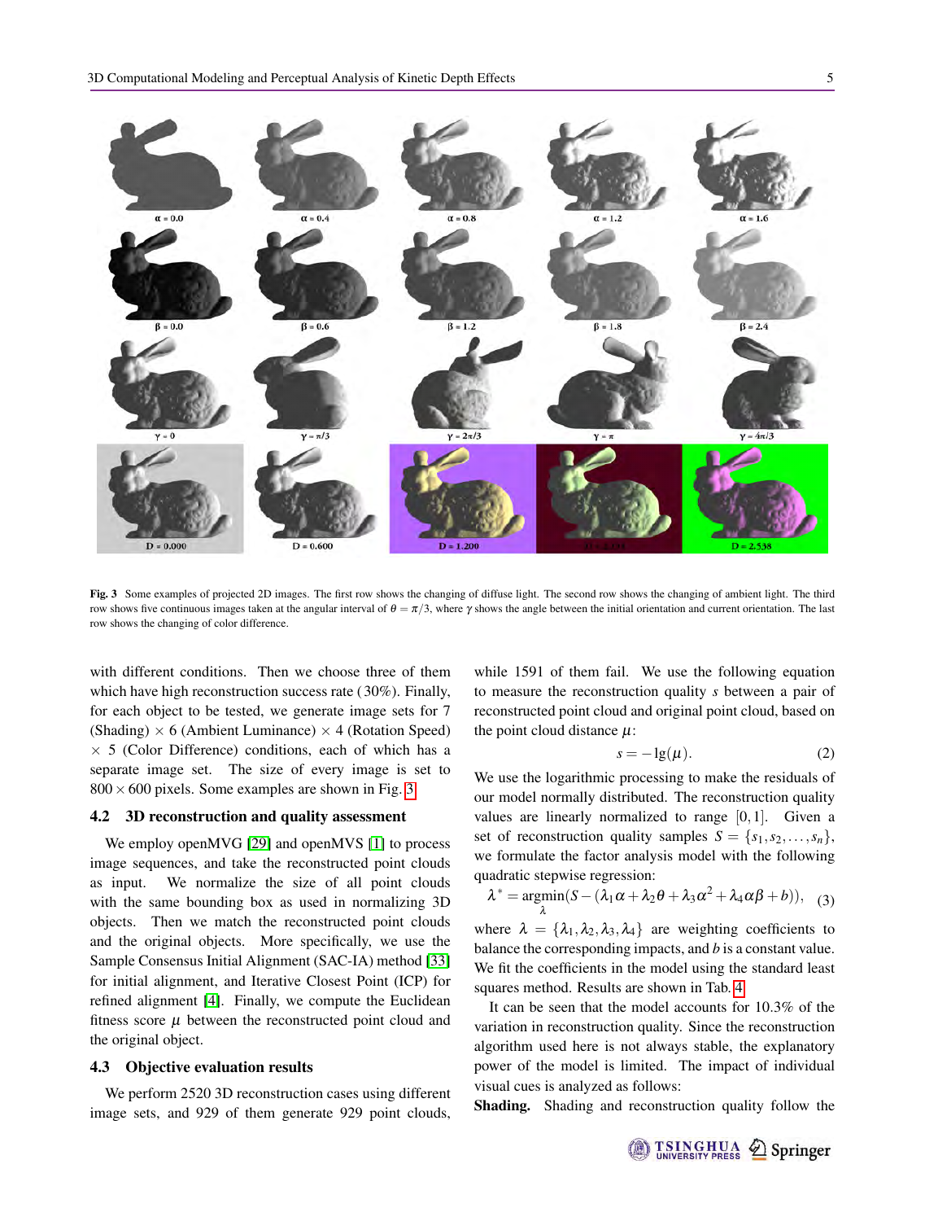α = 0.0 α = 0.4 α = 0.8 α = 1.2 α = 1.6

β = 0.0 β = 0.6 β = 1.2 β = 1.8 β = 2.4

γ = 0 γ = π/3 γ = 2π/3 γ = π γ = 4π/3

D = 0.000 D = 0.600 D = 1.200 D = 2.118 D = 2.538

**Fig. 3** Some examples of projected 2D images. The first row shows the changing of diffuse light. The second row shows the changing of ambient light. The third row shows five continuous images taken at the angular interval of $\theta = \pi/3$, where $\gamma$ shows the angle between the initial orientation and current orientation. The last row shows the changing of color difference.

with different conditions. Then we choose three of them which have high reconstruction success rate (30%). Finally, for each object to be tested, we generate image sets for 7 (Shading) $\times$ 6 (Ambient Luminance) $\times$ 4 (Rotation Speed) $\times$ 5 (Color Difference) conditions, each of which has a separate image set. The size of every image is set to $800 \times 600$ pixels. Some examples are shown in Fig. 3.

### 4.2 3D reconstruction and quality assessment

We employ openMVG [29] and openMVS [1] to process image sequences, and take the reconstructed point clouds as input. We normalize the size of all point clouds with the same bounding box as used in normalizing 3D objects. Then we match the reconstructed point clouds and the original objects. More specifically, we use the Sample Consensus Initial Alignment (SAC-IA) method [33] for initial alignment, and Iterative Closest Point (ICP) for refined alignment [4]. Finally, we compute the Euclidean fitness score $\mu$ between the reconstructed point cloud and the original object.

### 4.3 Objective evaluation results

We perform 2520 3D reconstruction cases using different image sets, and 929 of them generate 929 point clouds, while 1591 of them fail. We use the following equation to measure the reconstruction quality $s$ between a pair of reconstructed point cloud and original point cloud, based on the point cloud distance $\mu$:

$$s = -\lg(\mu). \tag{2}$$

We use the logarithmic processing to make the residuals of our model normally distributed. The reconstruction quality values are linearly normalized to range $[0,1]$. Given a set of reconstruction quality samples $S = \{s_1, s_2, \ldots, s_n\}$, we formulate the factor analysis model with the following quadratic stepwise regression:

$$\lambda^* = \underset{\lambda}{\operatorname{argmin}}(S - (\lambda_1\alpha + \lambda_2\theta + \lambda_3\alpha^2 + \lambda_4\alpha\beta + b)), \tag{3}$$

where $\lambda = \{\lambda_1, \lambda_2, \lambda_3, \lambda_4\}$ are weighting coefficients to balance the corresponding impacts, and $b$ is a constant value. We fit the coefficients in the model using the standard least squares method. Results are shown in Tab. 4.

It can be seen that the model accounts for 10.3% of the variation in reconstruction quality. Since the reconstruction algorithm used here is not always stable, the explanatory power of the model is limited. The impact of individual visual cues is analyzed as follows:

**Shading.** Shading and reconstruction quality follow the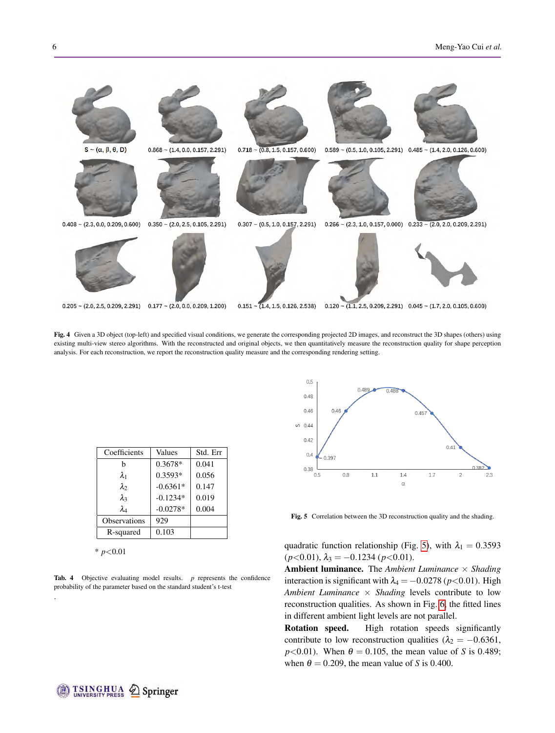**Fig. 4** Given a 3D object (top-left) and specified visual conditions, we generate the corresponding projected 2D images, and reconstruct the 3D shapes (others) using existing multi-view stereo algorithms. With the reconstructed and original objects, we then quantitatively measure the reconstruction quality for shape perception analysis. For each reconstruction, we report the reconstruction quality measure and the corresponding rendering setting.

| Coefficients | Values | Std. Err |
|---|---|---|
| b | 0.3678* | 0.041 |
| $\lambda_1$ | 0.3593* | 0.056 |
| $\lambda_2$ | -0.6361* | 0.147 |
| $\lambda_3$ | -0.1234* | 0.019 |
| $\lambda_4$ | -0.0278* | 0.004 |
| Observations | 929 | |
| R-squared | 0.103 | |

\* $p$<0.01

**Tab. 4** Objective evaluating model results. $p$ represents the confidence probability of the parameter based on the standard student's t-test

**Fig. 5** Correlation between the 3D reconstruction quality and the shading.

quadratic function relationship (Fig. 5), with $\lambda_1 = 0.3593$ ($p$<0.01), $\lambda_3 = -0.1234$ ($p$<0.01).

**Ambient luminance.** The *Ambient Luminance* $\times$ *Shading* interaction is significant with $\lambda_4 = -0.0278$ ($p$<0.01). High *Ambient Luminance* $\times$ *Shading* levels contribute to low reconstruction qualities. As shown in Fig. 6, the fitted lines in different ambient light levels are not parallel.

**Rotation speed.** High rotation speeds significantly contribute to low reconstruction qualities ($\lambda_2 = -0.6361$, $p$<0.01). When $\theta = 0.105$, the mean value of $S$ is 0.489; when $\theta = 0.209$, the mean value of $S$ is 0.400.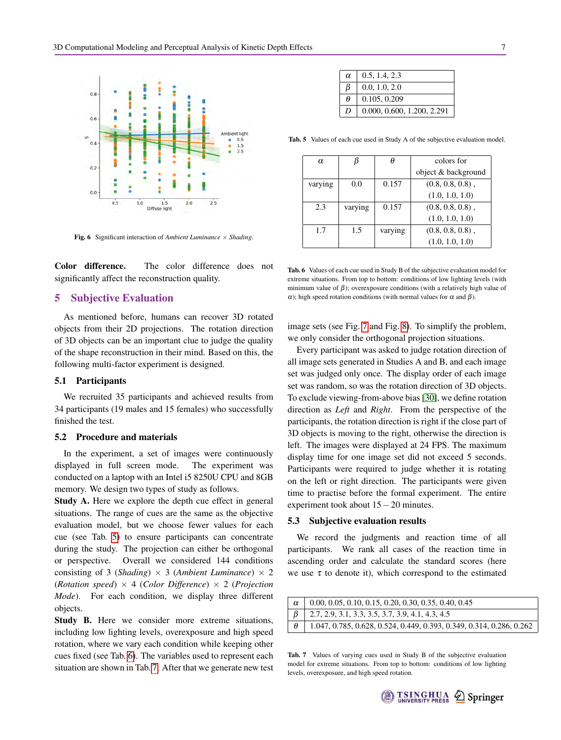Fig. 6 Significant interaction of *Ambient Luminance* × *Shading*.

**Color difference.** The color difference does not significantly affect the reconstruction quality.

## 5 Subjective Evaluation

As mentioned before, humans can recover 3D rotated objects from their 2D projections. The rotation direction of 3D objects can be an important clue to judge the quality of the shape reconstruction in their mind. Based on this, the following multi-factor experiment is designed.

### 5.1 Participants

We recruited 35 participants and achieved results from 34 participants (19 males and 15 females) who successfully finished the test.

### 5.2 Procedure and materials

In the experiment, a set of images were continuously displayed in full screen mode. The experiment was conducted on a laptop with an Intel i5 8250U CPU and 8GB memory. We design two types of study as follows.

**Study A.** Here we explore the depth cue effect in general situations. The range of cues are the same as the objective evaluation model, but we choose fewer values for each cue (see Tab. 5) to ensure participants can concentrate during the study. The projection can either be orthogonal or perspective. Overall we considered 144 conditions consisting of 3 (*Shading*) × 3 (*Ambient Luminance*) × 2 (*Rotation speed*) × 4 (*Color Difference*) × 2 (*Projection Mode*). For each condition, we display three different objects.

**Study B.** Here we consider more extreme situations, including low lighting levels, overexposure and high speed rotation, where we vary each condition while keeping other cues fixed (see Tab. 6). The variables used to represent each situation are shown in Tab. 7. After that we generate new test

| | |
|---|---|
| $\alpha$ | 0.5, 1.4, 2.3 |
| $\beta$ | 0.0, 1.0, 2.0 |
| $\theta$ | 0.105, 0.209 |
| $D$ | 0.000, 0.600, 1.200, 2.291 |

**Tab. 5** Values of each cue used in Study A of the subjective evaluation model.

| $\alpha$ | $\beta$ | $\theta$ | colors for object & background |
|---|---|---|---|
| varying | 0.0 | 0.157 | (0.8, 0.8, 0.8) , (1.0, 1.0, 1.0) |
| 2.3 | varying | 0.157 | (0.8, 0.8, 0.8) , (1.0, 1.0, 1.0) |
| 1.7 | 1.5 | varying | (0.8, 0.8, 0.8) , (1.0, 1.0, 1.0) |

**Tab. 6** Values of each cue used in Study B of the subjective evaluation model for extreme situations. From top to bottom: conditions of low lighting levels (with minimum value of $\beta$); overexposure conditions (with a relatively high value of $\alpha$); high speed rotation conditions (with normal values for $\alpha$ and $\beta$).

image sets (see Fig. 7 and Fig. 8). To simplify the problem, we only consider the orthogonal projection situations.

Every participant was asked to judge rotation direction of all image sets generated in Studies A and B, and each image set was judged only once. The display order of each image set was random, so was the rotation direction of 3D objects. To exclude viewing-from-above bias [30], we define rotation direction as *Left* and *Right*. From the perspective of the participants, the rotation direction is right if the close part of 3D objects is moving to the right, otherwise the direction is left. The images were displayed at 24 FPS. The maximum display time for one image set did not exceed 5 seconds. Participants were required to judge whether it is rotating on the left or right direction. The participants were given time to practise before the formal experiment. The entire experiment took about 15 – 20 minutes.

### 5.3 Subjective evaluation results

We record the judgments and reaction time of all participants. We rank all cases of the reaction time in ascending order and calculate the standard scores (here we use $\tau$ to denote it), which correspond to the estimated

| | |
|---|---|
| $\alpha$ | 0.00, 0.05, 0.10, 0.15, 0.20, 0.30, 0.35, 0.40, 0.45 |
| $\beta$ | 2.7, 2.9, 3.1, 3.3, 3.5, 3.7, 3.9, 4.1, 4.3, 4.5 |
| $\theta$ | 1.047, 0.785, 0.628, 0.524, 0.449, 0.393, 0.349, 0.314, 0.286, 0.262 |

**Tab. 7** Values of varying cues used in Study B of the subjective evaluation model for extreme situations. From top to bottom: conditions of low lighting levels, overexposure, and high speed rotation.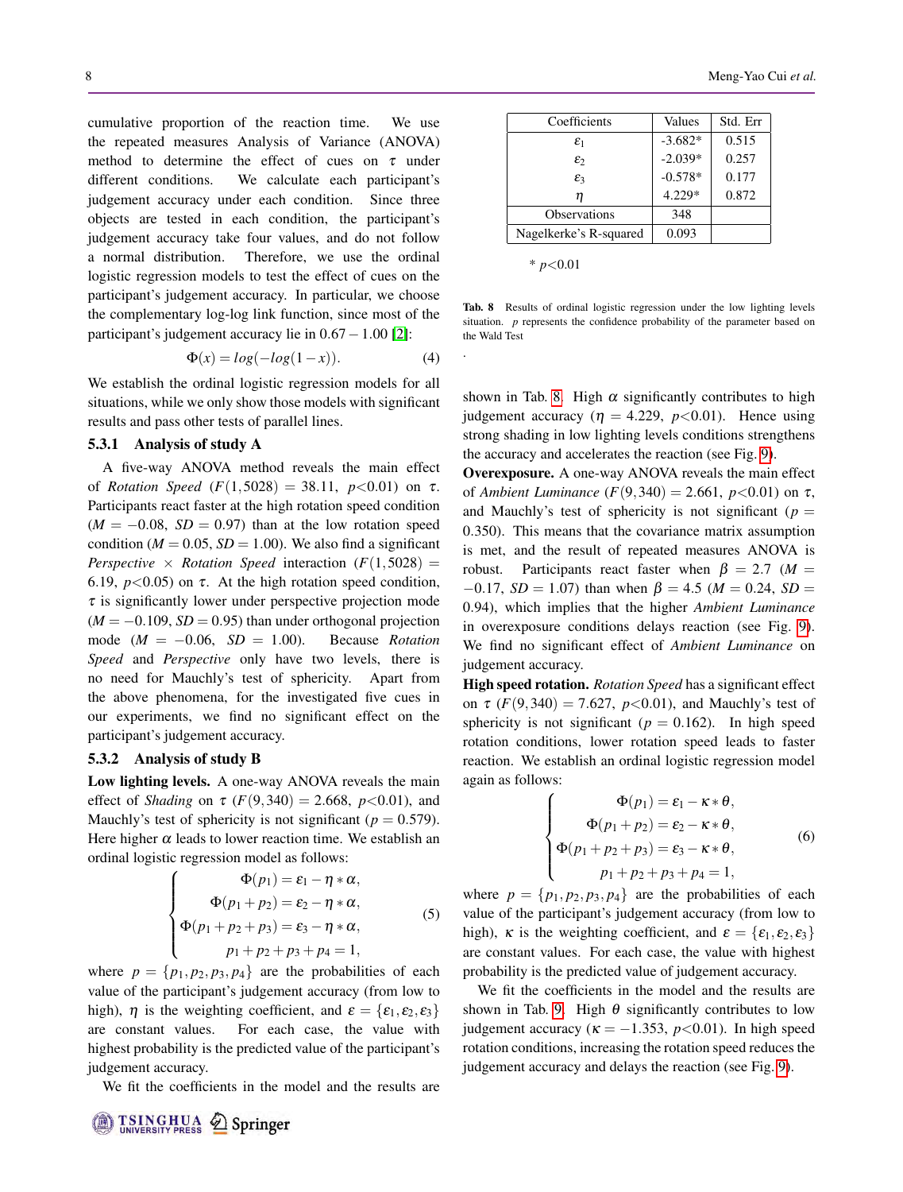cumulative proportion of the reaction time. We use the repeated measures Analysis of Variance (ANOVA) method to determine the effect of cues on $\tau$ under different conditions. We calculate each participant's judgement accuracy under each condition. Since three objects are tested in each condition, the participant's judgement accuracy take four values, and do not follow a normal distribution. Therefore, we use the ordinal logistic regression models to test the effect of cues on the participant's judgement accuracy. In particular, we choose the complementary log-log link function, since most of the participant's judgement accuracy lie in $0.67-1.00$ [2]:

$$\Phi(x) = log(-log(1-x)). \tag{4}$$

We establish the ordinal logistic regression models for all situations, while we only show those models with significant results and pass other tests of parallel lines.

### 5.3.1 Analysis of study A

A five-way ANOVA method reveals the main effect of *Rotation Speed* ($F(1,5028) = 38.11$, $p<0.01$) on $\tau$. Participants react faster at the high rotation speed condition ($M = -0.08$, $SD = 0.97$) than at the low rotation speed condition ($M = 0.05$, $SD = 1.00$). We also find a significant *Perspective* $\times$ *Rotation Speed* interaction ($F(1,5028) = 6.19$, $p<0.05$) on $\tau$. At the high rotation speed condition, $\tau$ is significantly lower under perspective projection mode ($M = -0.109$, $SD = 0.95$) than under orthogonal projection mode ($M = -0.06$, $SD = 1.00$). Because *Rotation Speed* and *Perspective* only have two levels, there is no need for Mauchly's test of sphericity. Apart from the above phenomena, for the investigated five cues in our experiments, we find no significant effect on the participant's judgement accuracy.

### 5.3.2 Analysis of study B

**Low lighting levels.** A one-way ANOVA reveals the main effect of *Shading* on $\tau$ ($F(9,340) = 2.668$, $p<0.01$), and Mauchly's test of sphericity is not significant ($p = 0.579$). Here higher $\alpha$ leads to lower reaction time. We establish an ordinal logistic regression model as follows:

$$\begin{cases} \Phi(p_1) = \varepsilon_1 - \eta * \alpha, \\ \Phi(p_1 + p_2) = \varepsilon_2 - \eta * \alpha, \\ \Phi(p_1 + p_2 + p_3) = \varepsilon_3 - \eta * \alpha, \\ p_1 + p_2 + p_3 + p_4 = 1, \end{cases} \tag{5}$$

where $p = \{p_1, p_2, p_3, p_4\}$ are the probabilities of each value of the participant's judgement accuracy (from low to high), $\eta$ is the weighting coefficient, and $\varepsilon = \{\varepsilon_1, \varepsilon_2, \varepsilon_3\}$ are constant values. For each case, the value with highest probability is the predicted value of the participant's judgement accuracy.

We fit the coefficients in the model and the results are shown in Tab. 8. High $\alpha$ significantly contributes to high judgement accuracy ($\eta = 4.229$, $p<0.01$). Hence using strong shading in low lighting levels conditions strengthens the accuracy and accelerates the reaction (see Fig. 9).

| Coefficients | Values | Std. Err |
|---|---|---|
| $\varepsilon_1$ | -3.682* | 0.515 |
| $\varepsilon_2$ | -2.039* | 0.257 |
| $\varepsilon_3$ | -0.578* | 0.177 |
| $\eta$ | 4.229* | 0.872 |
| Observations | 348 | |
| Nagelkerke's R-squared | 0.093 | |

\* $p<0.01$

**Tab. 8** Results of ordinal logistic regression under the low lighting levels situation. $p$ represents the confidence probability of the parameter based on the Wald Test

**Overexposure.** A one-way ANOVA reveals the main effect of *Ambient Luminance* ($F(9,340) = 2.661$, $p<0.01$) on $\tau$, and Mauchly's test of sphericity is not significant ($p = 0.350$). This means that the covariance matrix assumption is met, and the result of repeated measures ANOVA is robust. Participants react faster when $\beta = 2.7$ ($M = -0.17$, $SD = 1.07$) than when $\beta = 4.5$ ($M = 0.24$, $SD = 0.94$), which implies that the higher *Ambient Luminance* in overexposure conditions delays reaction (see Fig. 9). We find no significant effect of *Ambient Luminance* on judgement accuracy.

**High speed rotation.** *Rotation Speed* has a significant effect on $\tau$ ($F(9,340) = 7.627$, $p<0.01$), and Mauchly's test of sphericity is not significant ($p = 0.162$). In high speed rotation conditions, lower rotation speed leads to faster reaction. We establish an ordinal logistic regression model again as follows:

$$\begin{cases} \Phi(p_1) = \varepsilon_1 - \kappa * \theta, \\ \Phi(p_1 + p_2) = \varepsilon_2 - \kappa * \theta, \\ \Phi(p_1 + p_2 + p_3) = \varepsilon_3 - \kappa * \theta, \\ p_1 + p_2 + p_3 + p_4 = 1, \end{cases} \tag{6}$$

where $p = \{p_1, p_2, p_3, p_4\}$ are the probabilities of each value of the participant's judgement accuracy (from low to high), $\kappa$ is the weighting coefficient, and $\varepsilon = \{\varepsilon_1, \varepsilon_2, \varepsilon_3\}$ are constant values. For each case, the value with highest probability is the predicted value of judgement accuracy.

We fit the coefficients in the model and the results are shown in Tab. 9. High $\theta$ significantly contributes to low judgement accuracy ($\kappa = -1.353$, $p<0.01$). In high speed rotation conditions, increasing the rotation speed reduces the judgement accuracy and delays the reaction (see Fig. 9).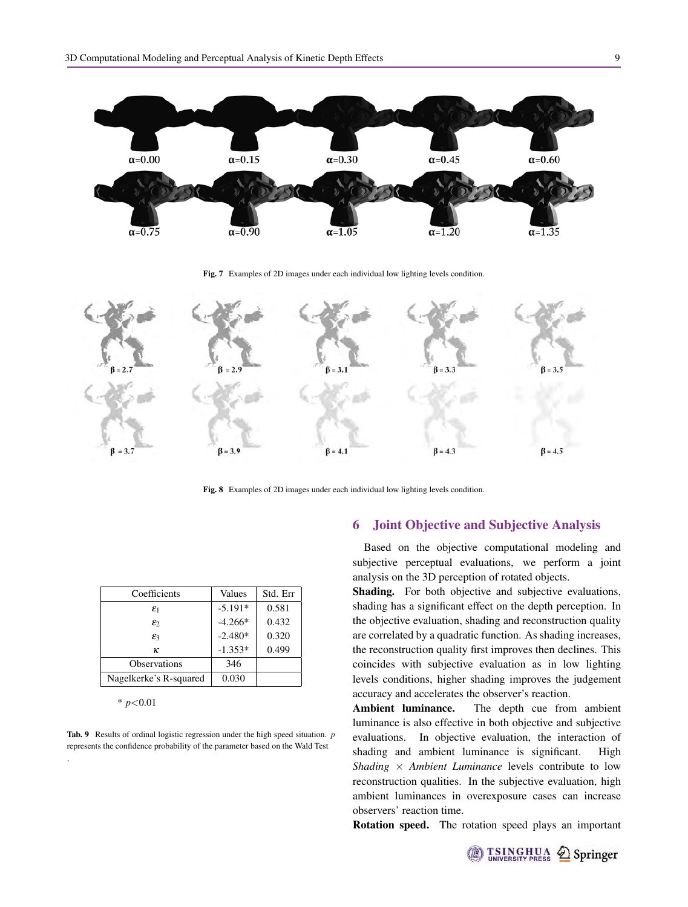α=0.00 α=0.15 α=0.30 α=0.45 α=0.60

α=0.75 α=0.90 α=1.05 α=1.20 α=1.35

**Fig. 7** Examples of 2D images under each individual low lighting levels condition.

β = 2.7 β = 2.9 β = 3.1 β = 3.3 β = 3.5

β = 3.7 β = 3.9 β = 4.1 β = 4.3 β = 4.5

**Fig. 8** Examples of 2D images under each individual low lighting levels condition.

| Coefficients | Values | Std. Err |
|---|---|---|
| $\varepsilon_1$ | -5.191* | 0.581 |
| $\varepsilon_2$ | -4.266* | 0.432 |
| $\varepsilon_3$ | -2.480* | 0.320 |
| $\kappa$ | -1.353* | 0.499 |
| Observations | 346 | |
| Nagelkerke's R-squared | 0.030 | |

* $p<0.01$

**Tab. 9** Results of ordinal logistic regression under the high speed situation. $p$ represents the confidence probability of the parameter based on the Wald Test.

## 6 Joint Objective and Subjective Analysis

Based on the objective computational modeling and subjective perceptual evaluations, we perform a joint analysis on the 3D perception of rotated objects.

**Shading.** For both objective and subjective evaluations, shading has a significant effect on the depth perception. In the objective evaluation, shading and reconstruction quality are correlated by a quadratic function. As shading increases, the reconstruction quality first improves then declines. This coincides with subjective evaluation as in low lighting levels conditions, higher shading improves the judgement accuracy and accelerates the observer's reaction.

**Ambient luminance.** The depth cue from ambient luminance is also effective in both objective and subjective evaluations. In objective evaluation, the interaction of shading and ambient luminance is significant. High *Shading* × *Ambient Luminance* levels contribute to low reconstruction qualities. In the subjective evaluation, high ambient luminances in overexposure cases can increase observers' reaction time.

**Rotation speed.** The rotation speed plays an important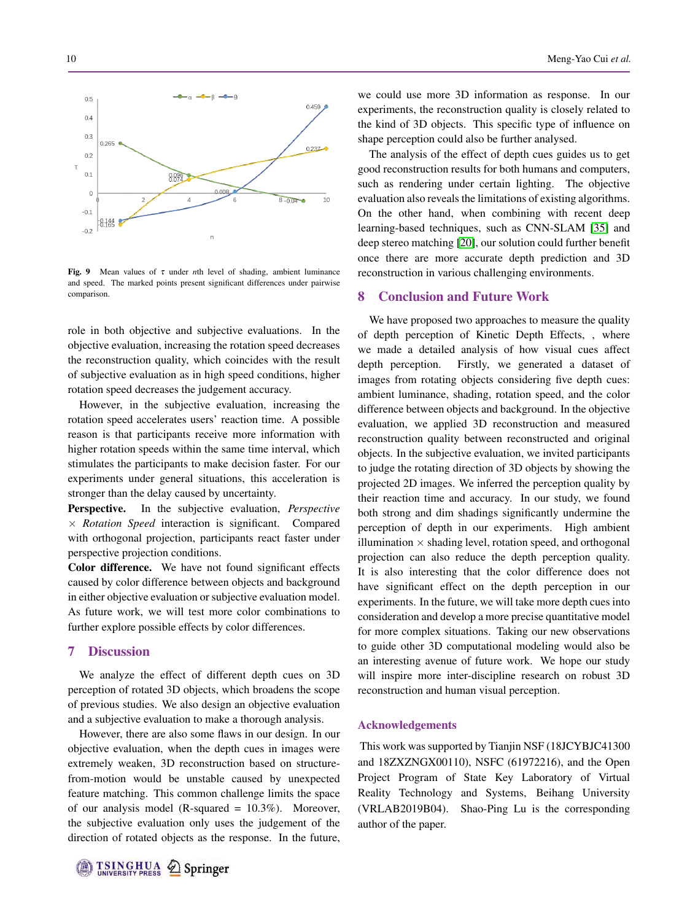Fig. 9 Mean values of $\tau$ under $n$th level of shading, ambient luminance and speed. The marked points present significant differences under pairwise comparison.

role in both objective and subjective evaluations. In the objective evaluation, increasing the rotation speed decreases the reconstruction quality, which coincides with the result of subjective evaluation as in high speed conditions, higher rotation speed decreases the judgement accuracy.

However, in the subjective evaluation, increasing the rotation speed accelerates users' reaction time. A possible reason is that participants receive more information with higher rotation speeds within the same time interval, which stimulates the participants to make decision faster. For our experiments under general situations, this acceleration is stronger than the delay caused by uncertainty.

**Perspective.** In the subjective evaluation, *Perspective* $\times$ *Rotation Speed* interaction is significant. Compared with orthogonal projection, participants react faster under perspective projection conditions.

**Color difference.** We have not found significant effects caused by color difference between objects and background in either objective evaluation or subjective evaluation model. As future work, we will test more color combinations to further explore possible effects by color differences.

## 7 Discussion

We analyze the effect of different depth cues on 3D perception of rotated 3D objects, which broadens the scope of previous studies. We also design an objective evaluation and a subjective evaluation to make a thorough analysis.

However, there are also some flaws in our design. In our objective evaluation, when the depth cues in images were extremely weaken, 3D reconstruction based on structure-from-motion would be unstable caused by unexpected feature matching. This common challenge limits the space of our analysis model (R-squared = 10.3%). Moreover, the subjective evaluation only uses the judgement of the direction of rotated objects as the response. In the future, we could use more 3D information as response. In our experiments, the reconstruction quality is closely related to the kind of 3D objects. This specific type of influence on shape perception could also be further analysed.

The analysis of the effect of depth cues guides us to get good reconstruction results for both humans and computers, such as rendering under certain lighting. The objective evaluation also reveals the limitations of existing algorithms. On the other hand, when combining with recent deep learning-based techniques, such as CNN-SLAM [35] and deep stereo matching [20], our solution could further benefit once there are more accurate depth prediction and 3D reconstruction in various challenging environments.

## 8 Conclusion and Future Work

We have proposed two approaches to measure the quality of depth perception of Kinetic Depth Effects, , where we made a detailed analysis of how visual cues affect depth perception. Firstly, we generated a dataset of images from rotating objects considering five depth cues: ambient luminance, shading, rotation speed, and the color difference between objects and background. In the objective evaluation, we applied 3D reconstruction and measured reconstruction quality between reconstructed and original objects. In the subjective evaluation, we invited participants to judge the rotating direction of 3D objects by showing the projected 2D images. We inferred the perception quality by their reaction time and accuracy. In our study, we found both strong and dim shadings significantly undermine the perception of depth in our experiments. High ambient illumination $\times$ shading level, rotation speed, and orthogonal projection can also reduce the depth perception quality. It is also interesting that the color difference does not have significant effect on the depth perception in our experiments. In the future, we will take more depth cues into consideration and develop a more precise quantitative model for more complex situations. Taking our new observations to guide other 3D computational modeling would also be an interesting avenue of future work. We hope our study will inspire more inter-discipline research on robust 3D reconstruction and human visual perception.

### Acknowledgements

This work was supported by Tianjin NSF (18JCYBJC41300 and 18ZXZNGX00110), NSFC (61972216), and the Open Project Program of State Key Laboratory of Virtual Reality Technology and Systems, Beihang University (VRLAB2019B04). Shao-Ping Lu is the corresponding author of the paper.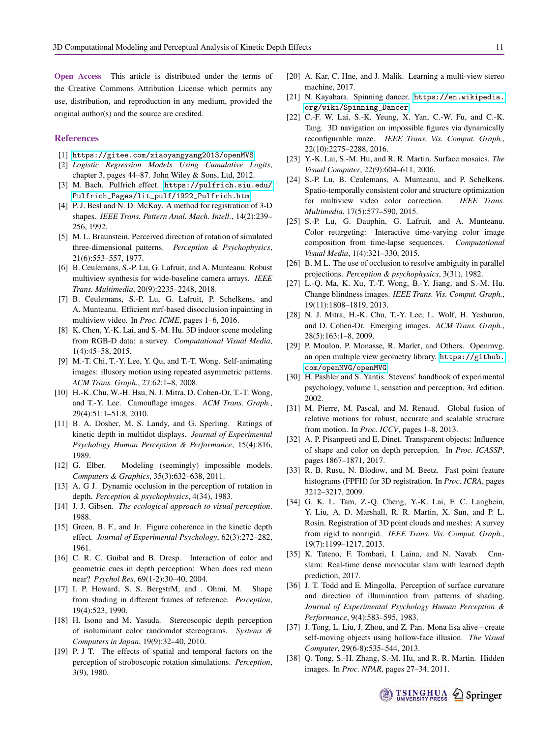**Open Access** This article is distributed under the terms of the Creative Commons Attribution License which permits any use, distribution, and reproduction in any medium, provided the original author(s) and the source are credited.

## References

[1] https://gitee.com/xiaoyangyang2013/openMVS.

[2] *Logistic Regression Models Using Cumulative Logits*, chapter 3, pages 44–87. John Wiley & Sons, Ltd, 2012.

[3] M. Bach. Pulfrich effect. https://pulfrich.siu.edu/Pulfrich_Pages/lit_pulf/1922_Pulfrich.htm.

[4] P. J. Besl and N. D. McKay. A method for registration of 3-D shapes. *IEEE Trans. Pattern Anal. Mach. Intell.*, 14(2):239–256, 1992.

[5] M. L. Braunstein. Perceived direction of rotation of simulated three-dimensional patterns. *Perception & Psychophysics*, 21(6):553–557, 1977.

[6] B. Ceulemans, S.-P. Lu, G. Lafruit, and A. Munteanu. Robust multiview synthesis for wide-baseline camera arrays. *IEEE Trans. Multimedia*, 20(9):2235–2248, 2018.

[7] B. Ceulemans, S.-P. Lu, G. Lafruit, P. Schelkens, and A. Munteanu. Efficient mrf-based disocclusion inpainting in multiview video. In *Proc. ICME*, pages 1–6, 2016.

[8] K. Chen, Y.-K. Lai, and S.-M. Hu. 3D indoor scene modeling from RGB-D data: a survey. *Computational Visual Media*, 1(4):45–58, 2015.

[9] M.-T. Chi, T.-Y. Lee, Y. Qu, and T.-T. Wong. Self-animating images: illusory motion using repeated asymmetric patterns. *ACM Trans. Graph.*, 27:62:1–8, 2008.

[10] H.-K. Chu, W.-H. Hsu, N. J. Mitra, D. Cohen-Or, T.-T. Wong, and T.-Y. Lee. Camouflage images. *ACM Trans. Graph.*, 29(4):51:1–51:8, 2010.

[11] B. A. Dosher, M. S. Landy, and G. Sperling. Ratings of kinetic depth in multidot displays. *Journal of Experimental Psychology Human Perception & Performance*, 15(4):816, 1989.

[12] G. Elber. Modeling (seemingly) impossible models. *Computers & Graphics*, 35(3):632–638, 2011.

[13] A. G J. Dynamic occlusion in the perception of rotation in depth. *Perception & psychophysics*, 4(34), 1983.

[14] J. J. Gibsen. *The ecological approach to visual perception*. 1988.

[15] Green, B. F., and Jr. Figure coherence in the kinetic depth effect. *Journal of Experimental Psychology*, 62(3):272–282, 1961.

[16] C. R. C. Guibal and B. Dresp. Interaction of color and geometric cues in depth perception: When does red mean near? *Psychol Res*, 69(1-2):30–40, 2004.

[17] I. P. Howard, S. S. BergstrM, and . Ohmi, M. Shape from shading in different frames of reference. *Perception*, 19(4):523, 1990.

[18] H. Isono and M. Yasuda. Stereoscopic depth perception of isoluminant color randomdot stereograms. *Systems & Computers in Japan*, 19(9):32–40, 2010.

[19] P. J T. The effects of spatial and temporal factors on the perception of stroboscopic rotation simulations. *Perception*, 3(9), 1980.

[20] A. Kar, C. Hne, and J. Malik. Learning a multi-view stereo machine, 2017.

[21] N. Kayahara. Spinning dancer. https://en.wikipedia.org/wiki/Spinning_Dancer.

[22] C.-F. W. Lai, S.-K. Yeung, X. Yan, C.-W. Fu, and C.-K. Tang. 3D navigation on impossible figures via dynamically reconfigurable maze. *IEEE Trans. Vis. Comput. Graph.*, 22(10):2275–2288, 2016.

[23] Y.-K. Lai, S.-M. Hu, and R. R. Martin. Surface mosaics. *The Visual Computer*, 22(9):604–611, 2006.

[24] S.-P. Lu, B. Ceulemans, A. Munteanu, and P. Schelkens. Spatio-temporally consistent color and structure optimization for multiview video color correction. *IEEE Trans. Multimedia*, 17(5):577–590, 2015.

[25] S.-P. Lu, G. Dauphin, G. Lafruit, and A. Munteanu. Color retargeting: Interactive time-varying color image composition from time-lapse sequences. *Computational Visual Media*, 1(4):321–330, 2015.

[26] B. M L. The use of occlusion to resolve ambiguity in parallel projections. *Perception & psychophysics*, 3(31), 1982.

[27] L.-Q. Ma, K. Xu, T.-T. Wong, B.-Y. Jiang, and S.-M. Hu. Change blindness images. *IEEE Trans. Vis. Comput. Graph.*, 19(11):1808–1819, 2013.

[28] N. J. Mitra, H.-K. Chu, T.-Y. Lee, L. Wolf, H. Yeshurun, and D. Cohen-Or. Emerging images. *ACM Trans. Graph.*, 28(5):163:1–8, 2009.

[29] P. Moulon, P. Monasse, R. Marlet, and Others. Openmvg. an open multiple view geometry library. https://github.com/openMVG/openMVG.

[30] H. Pashler and S. Yantis. Stevens' handbook of experimental psychology, volume 1, sensation and perception, 3rd edition. 2002.

[31] M. Pierre, M. Pascal, and M. Renaud. Global fusion of relative motions for robust, accurate and scalable structure from motion. In *Proc. ICCV*, pages 1–8, 2013.

[32] A. P. Pisanpeeti and E. Dinet. Transparent objects: Influence of shape and color on depth perception. In *Proc. ICASSP*, pages 1867–1871, 2017.

[33] R. B. Rusu, N. Blodow, and M. Beetz. Fast point feature histograms (FPFH) for 3D registration. In *Proc. ICRA*, pages 3212–3217, 2009.

[34] G. K. L. Tam, Z.-Q. Cheng, Y.-K. Lai, F. C. Langbein, Y. Liu, A. D. Marshall, R. R. Martin, X. Sun, and P. L. Rosin. Registration of 3D point clouds and meshes: A survey from rigid to nonrigid. *IEEE Trans. Vis. Comput. Graph.*, 19(7):1199–1217, 2013.

[35] K. Tateno, F. Tombari, I. Laina, and N. Navab. Cnn-slam: Real-time dense monocular slam with learned depth prediction, 2017.

[36] J. T. Todd and E. Mingolla. Perception of surface curvature and direction of illumination from patterns of shading. *Journal of Experimental Psychology Human Perception & Performance*, 9(4):583–595, 1983.

[37] J. Tong, L. Liu, J. Zhou, and Z. Pan. Mona lisa alive - create self-moving objects using hollow-face illusion. *The Visual Computer*, 29(6-8):535–544, 2013.

[38] Q. Tong, S.-H. Zhang, S.-M. Hu, and R. R. Martin. Hidden images. In *Proc. NPAR*, pages 27–34, 2011.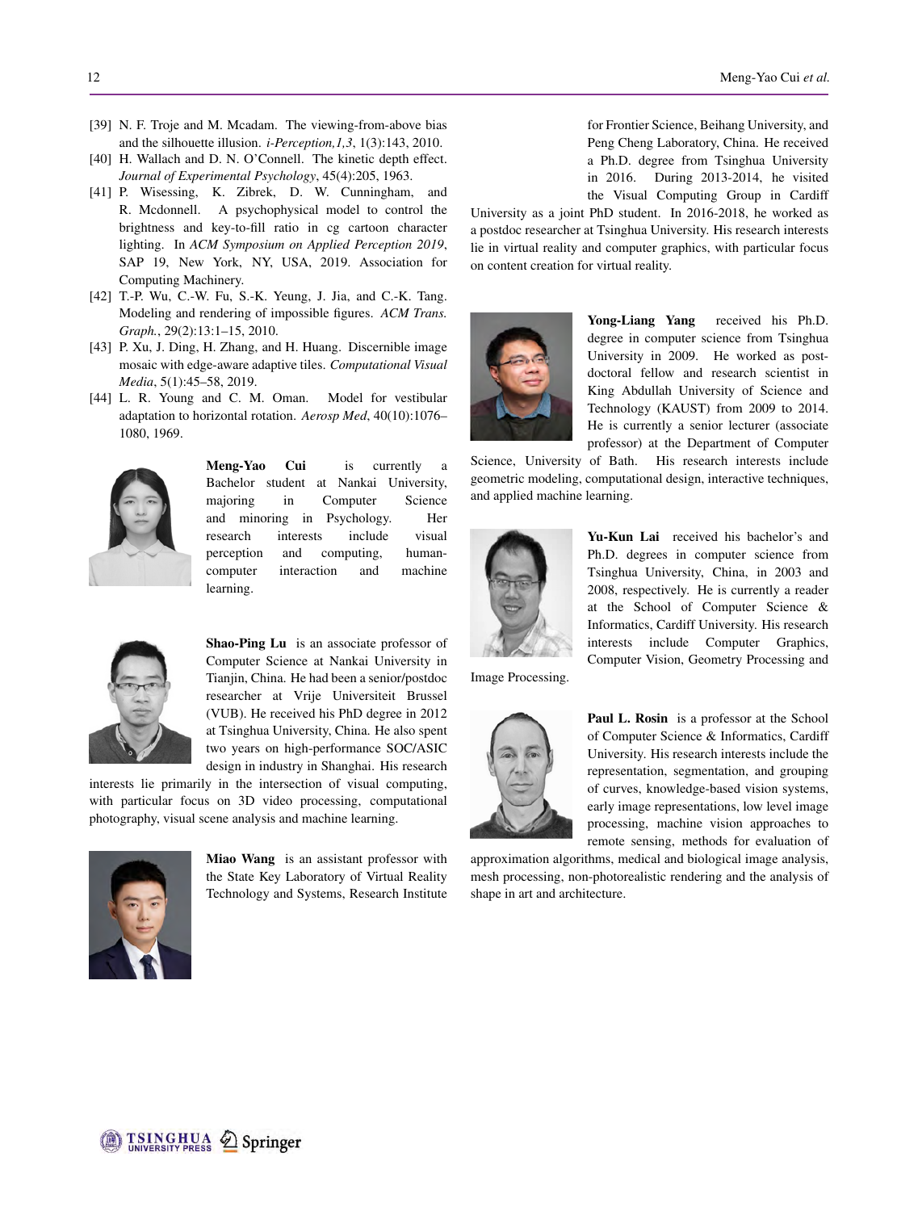[39] N. F. Troje and M. Mcadam. The viewing-from-above bias and the silhouette illusion. *i-Perception,1,3*, 1(3):143, 2010.

[40] H. Wallach and D. N. O'Connell. The kinetic depth effect. *Journal of Experimental Psychology*, 45(4):205, 1963.

[41] P. Wisessing, K. Zibrek, D. W. Cunningham, and R. Mcdonnell. A psychophysical model to control the brightness and key-to-fill ratio in cg cartoon character lighting. In *ACM Symposium on Applied Perception 2019*, SAP 19, New York, NY, USA, 2019. Association for Computing Machinery.

[42] T.-P. Wu, C.-W. Fu, S.-K. Yeung, J. Jia, and C.-K. Tang. Modeling and rendering of impossible figures. *ACM Trans. Graph.*, 29(2):13:1–15, 2010.

[43] P. Xu, J. Ding, H. Zhang, and H. Huang. Discernible image mosaic with edge-aware adaptive tiles. *Computational Visual Media*, 5(1):45–58, 2019.

[44] L. R. Young and C. M. Oman. Model for vestibular adaptation to horizontal rotation. *Aerosp Med*, 40(10):1076–1080, 1969.

**Meng-Yao Cui** is currently a Bachelor student at Nankai University, majoring in Computer Science and minoring in Psychology. Her research interests include visual perception and computing, human-computer interaction and machine learning.

**Shao-Ping Lu** is an associate professor of Computer Science at Nankai University in Tianjin, China. He had been a senior/postdoc researcher at Vrije Universiteit Brussel (VUB). He received his PhD degree in 2012 at Tsinghua University, China. He also spent two years on high-performance SOC/ASIC design in industry in Shanghai. His research interests lie primarily in the intersection of visual computing, with particular focus on 3D video processing, computational photography, visual scene analysis and machine learning.

**Miao Wang** is an assistant professor with the State Key Laboratory of Virtual Reality Technology and Systems, Research Institute for Frontier Science, Beihang University, and Peng Cheng Laboratory, China. He received a Ph.D. degree from Tsinghua University in 2016. During 2013-2014, he visited the Visual Computing Group in Cardiff University as a joint PhD student. In 2016-2018, he worked as a postdoc researcher at Tsinghua University. His research interests lie in virtual reality and computer graphics, with particular focus on content creation for virtual reality.

**Yong-Liang Yang** received his Ph.D. degree in computer science from Tsinghua University in 2009. He worked as post-doctoral fellow and research scientist in King Abdullah University of Science and Technology (KAUST) from 2009 to 2014. He is currently a senior lecturer (associate professor) at the Department of Computer Science, University of Bath. His research interests include geometric modeling, computational design, interactive techniques, and applied machine learning.

**Yu-Kun Lai** received his bachelor's and Ph.D. degrees in computer science from Tsinghua University, China, in 2003 and 2008, respectively. He is currently a reader at the School of Computer Science & Informatics, Cardiff University. His research interests include Computer Graphics, Computer Vision, Geometry Processing and Image Processing.

**Paul L. Rosin** is a professor at the School of Computer Science & Informatics, Cardiff University. His research interests include the representation, segmentation, and grouping of curves, knowledge-based vision systems, early image representations, low level image processing, machine vision approaches to remote sensing, methods for evaluation of approximation algorithms, medical and biological image analysis, mesh processing, non-photorealistic rendering and the analysis of shape in art and architecture.